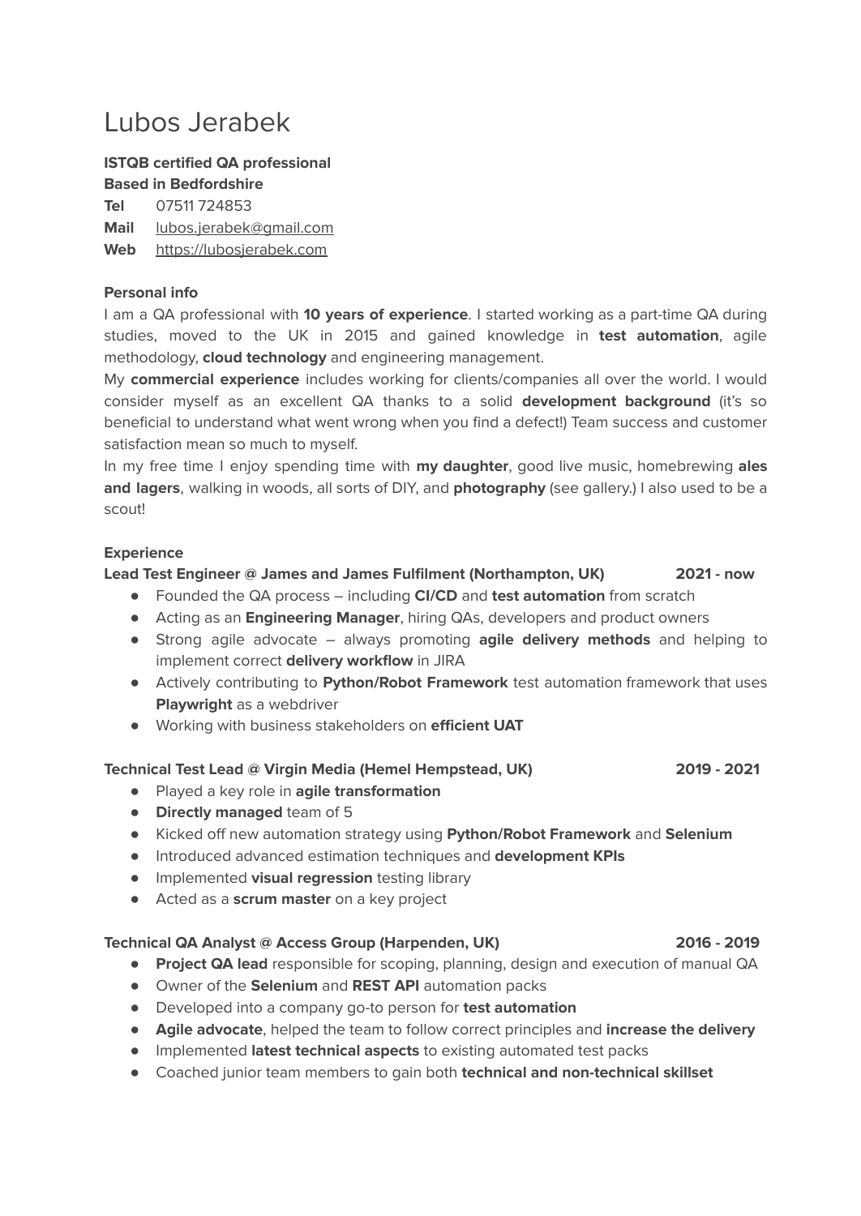# Lubos Jerabek

**ISTQB certified QA professional**
**Based in Bedfordshire**
**Tel** 07511 724853
**Mail** lubos.jerabek@gmail.com
**Web** https://lubosjerabek.com

**Personal info**

I am a QA professional with **10 years of experience**. I started working as a part-time QA during studies, moved to the UK in 2015 and gained knowledge in **test automation**, agile methodology, **cloud technology** and engineering management.

My **commercial experience** includes working for clients/companies all over the world. I would consider myself as an excellent QA thanks to a solid **development background** (it's so beneficial to understand what went wrong when you find a defect!) Team success and customer satisfaction mean so much to myself.

In my free time I enjoy spending time with **my daughter**, good live music, homebrewing **ales and lagers**, walking in woods, all sorts of DIY, and **photography** (see gallery.) I also used to be a scout!

**Experience**

**Lead Test Engineer @ James and James Fulfilment (Northampton, UK) 2021 - now**

- Founded the QA process – including **CI/CD** and **test automation** from scratch
- Acting as an **Engineering Manager**, hiring QAs, developers and product owners
- Strong agile advocate – always promoting **agile delivery methods** and helping to implement correct **delivery workflow** in JIRA
- Actively contributing to **Python/Robot Framework** test automation framework that uses **Playwright** as a webdriver
- Working with business stakeholders on **efficient UAT**

**Technical Test Lead @ Virgin Media (Hemel Hempstead, UK) 2019 - 2021**

- Played a key role in **agile transformation**
- **Directly managed** team of 5
- Kicked off new automation strategy using **Python/Robot Framework** and **Selenium**
- Introduced advanced estimation techniques and **development KPIs**
- Implemented **visual regression** testing library
- Acted as a **scrum master** on a key project

**Technical QA Analyst @ Access Group (Harpenden, UK) 2016 - 2019**

- **Project QA lead** responsible for scoping, planning, design and execution of manual QA
- Owner of the **Selenium** and **REST API** automation packs
- Developed into a company go-to person for **test automation**
- **Agile advocate**, helped the team to follow correct principles and **increase the delivery**
- Implemented **latest technical aspects** to existing automated test packs
- Coached junior team members to gain both **technical and non-technical skillset**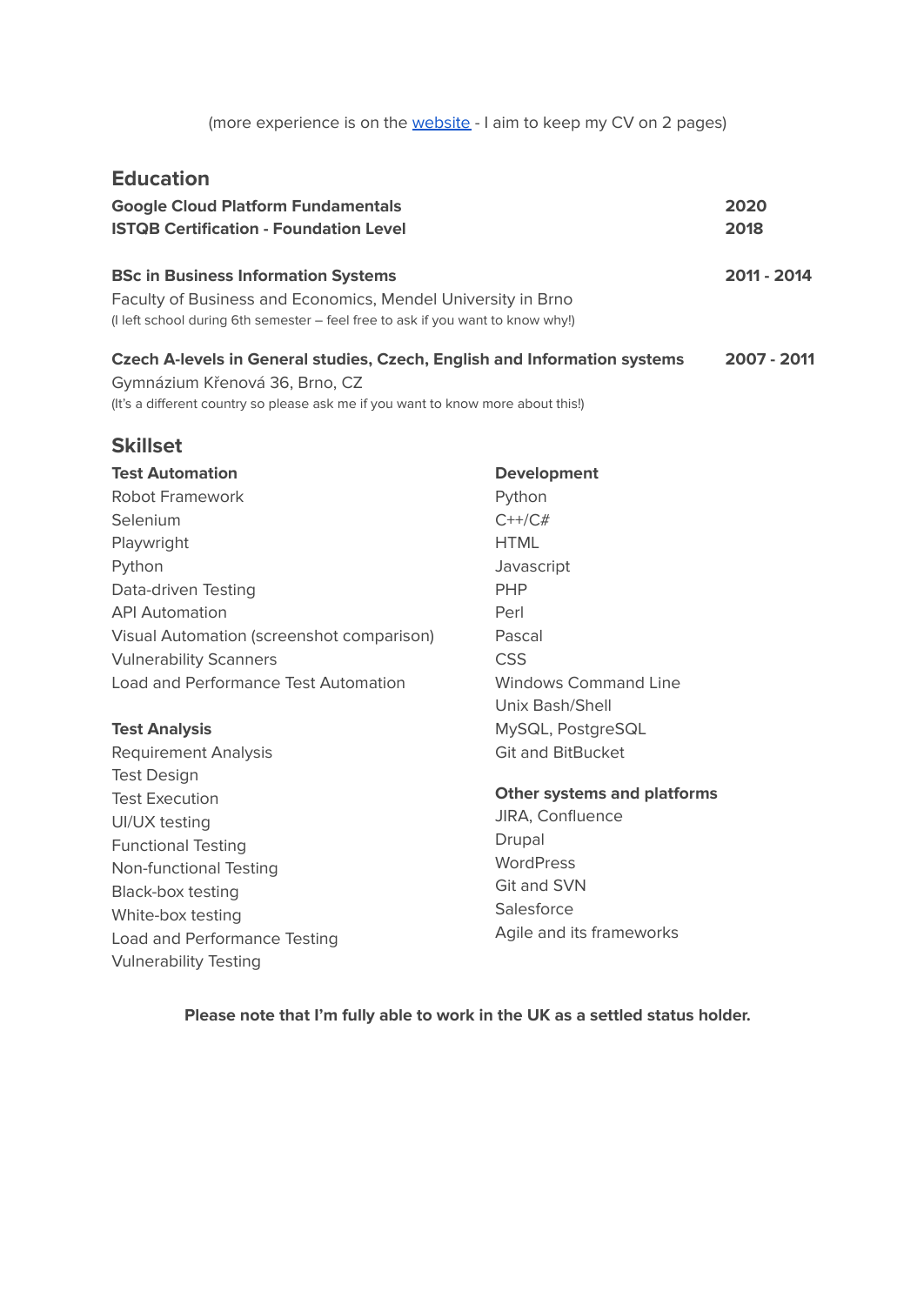(more experience is on the [website](#) - I aim to keep my CV on 2 pages)

## Education

**Google Cloud Platform Fundamentals** — **2020**
**ISTQB Certification - Foundation Level** — **2018**

**BSc in Business Information Systems** — **2011 - 2014**
Faculty of Business and Economics, Mendel University in Brno
(I left school during 6th semester – feel free to ask if you want to know why!)

**Czech A-levels in General studies, Czech, English and Information systems** — **2007 - 2011**
Gymnázium Křenová 36, Brno, CZ
(It's a different country so please ask me if you want to know more about this!)

## Skillset

**Test Automation**
- Robot Framework
- Selenium
- Playwright
- Python
- Data-driven Testing
- API Automation
- Visual Automation (screenshot comparison)
- Vulnerability Scanners
- Load and Performance Test Automation

**Test Analysis**
- Requirement Analysis
- Test Design
- Test Execution
- UI/UX testing
- Functional Testing
- Non-functional Testing
- Black-box testing
- White-box testing
- Load and Performance Testing
- Vulnerability Testing

**Development**
- Python
- C++/C#
- HTML
- Javascript
- PHP
- Perl
- Pascal
- CSS
- Windows Command Line
- Unix Bash/Shell
- MySQL, PostgreSQL
- Git and BitBucket

**Other systems and platforms**
- JIRA, Confluence
- Drupal
- WordPress
- Git and SVN
- Salesforce
- Agile and its frameworks

**Please note that I'm fully able to work in the UK as a settled status holder.**